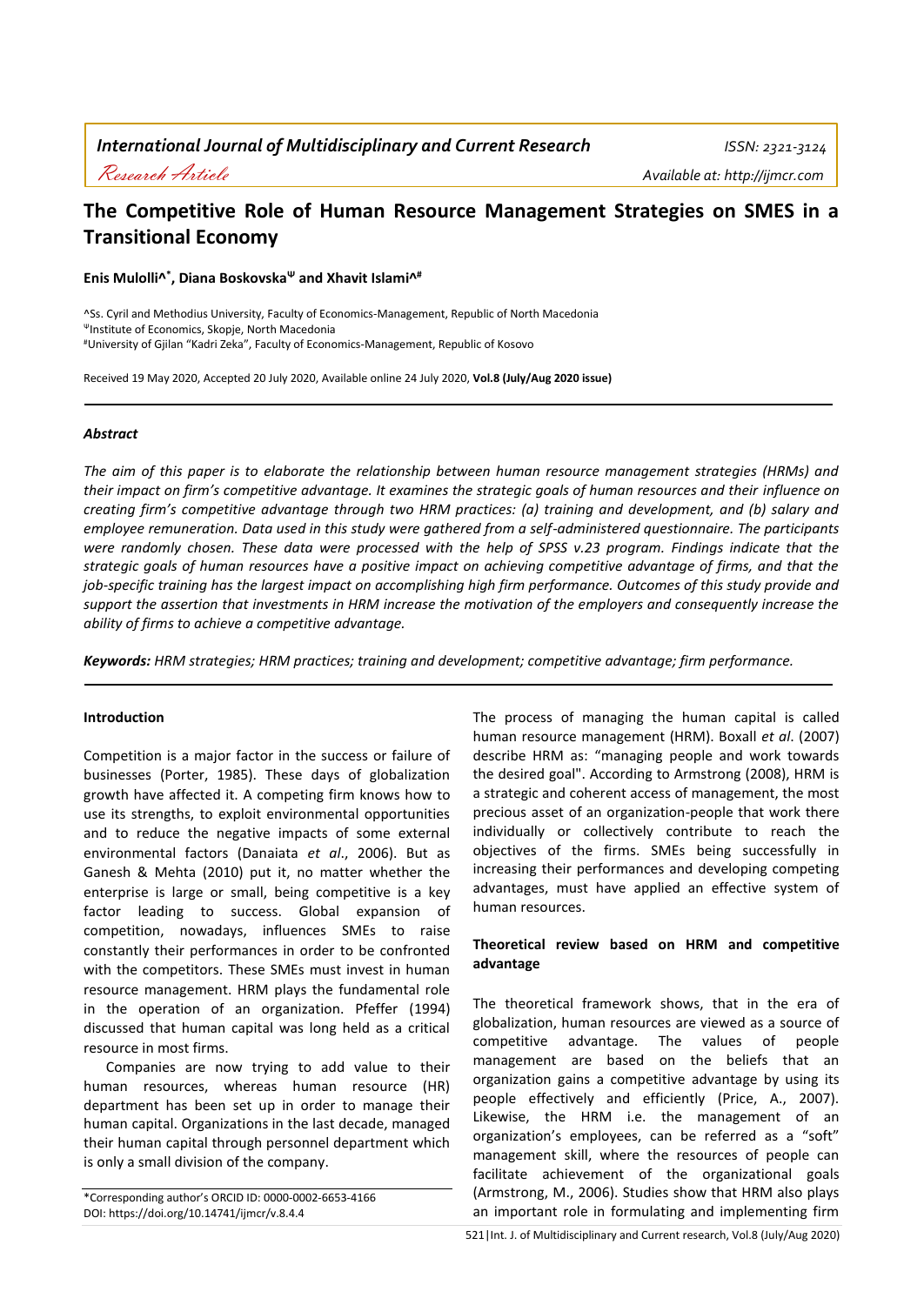International Journal of Multidisciplinary and Current Research ISSN: 2321-3124

Research Article Available at: http://ijmcr.com

# The Competitive Role of Human Resource Management Strategies on SMES in a Transitional Economy

**Enis Mulolli^[^,*], Diana Boskovska^[Ψ] and Xhavit Islami^[^,#]**

[^]Ss. Cyril and Methodius University, Faculty of Economics-Management, Republic of North Macedonia
[Ψ]Institute of Economics, Skopje, North Macedonia
[#]University of Gjilan "Kadri Zeka", Faculty of Economics-Management, Republic of Kosovo

Received 19 May 2020, Accepted 20 July 2020, Available online 24 July 2020, **Vol.8 (July/Aug 2020 issue)**

## *Abstract*

*The aim of this paper is to elaborate the relationship between human resource management strategies (HRMs) and their impact on firm's competitive advantage. It examines the strategic goals of human resources and their influence on creating firm's competitive advantage through two HRM practices: (a) training and development, and (b) salary and employee remuneration. Data used in this study were gathered from a self-administered questionnaire. The participants were randomly chosen. These data were processed with the help of SPSS v.23 program. Findings indicate that the strategic goals of human resources have a positive impact on achieving competitive advantage of firms, and that the job-specific training has the largest impact on accomplishing high firm performance. Outcomes of this study provide and support the assertion that investments in HRM increase the motivation of the employers and consequently increase the ability of firms to achieve a competitive advantage.*

***Keywords:*** *HRM strategies; HRM practices; training and development; competitive advantage; firm performance.*

## Introduction

Competition is a major factor in the success or failure of businesses (Porter, 1985). These days of globalization growth have affected it. A competing firm knows how to use its strengths, to exploit environmental opportunities and to reduce the negative impacts of some external environmental factors (Danaiata *et al*., 2006). But as Ganesh & Mehta (2010) put it, no matter whether the enterprise is large or small, being competitive is a key factor leading to success. Global expansion of competition, nowadays, influences SMEs to raise constantly their performances in order to be confronted with the competitors. These SMEs must invest in human resource management. HRM plays the fundamental role in the operation of an organization. Pfeffer (1994) discussed that human capital was long held as a critical resource in most firms.

Companies are now trying to add value to their human resources, whereas human resource (HR) department has been set up in order to manage their human capital. Organizations in the last decade, managed their human capital through personnel department which is only a small division of the company.

The process of managing the human capital is called human resource management (HRM). Boxall *et al*. (2007) describe HRM as: "managing people and work towards the desired goal". According to Armstrong (2008), HRM is a strategic and coherent access of management, the most precious asset of an organization-people that work there individually or collectively contribute to reach the objectives of the firms. SMEs being successfully in increasing their performances and developing competing advantages, must have applied an effective system of human resources.

## Theoretical review based on HRM and competitive advantage

The theoretical framework shows, that in the era of globalization, human resources are viewed as a source of competitive advantage. The values of people management are based on the beliefs that an organization gains a competitive advantage by using its people effectively and efficiently (Price, A., 2007). Likewise, the HRM i.e. the management of an organization's employees, can be referred as a "soft" management skill, where the resources of people can facilitate achievement of the organizational goals (Armstrong, M., 2006). Studies show that HRM also plays an important role in formulating and implementing firm

*Corresponding author's ORCID ID: 0000-0002-6653-4166
DOI: https://doi.org/10.14741/ijmcr/v.8.4.4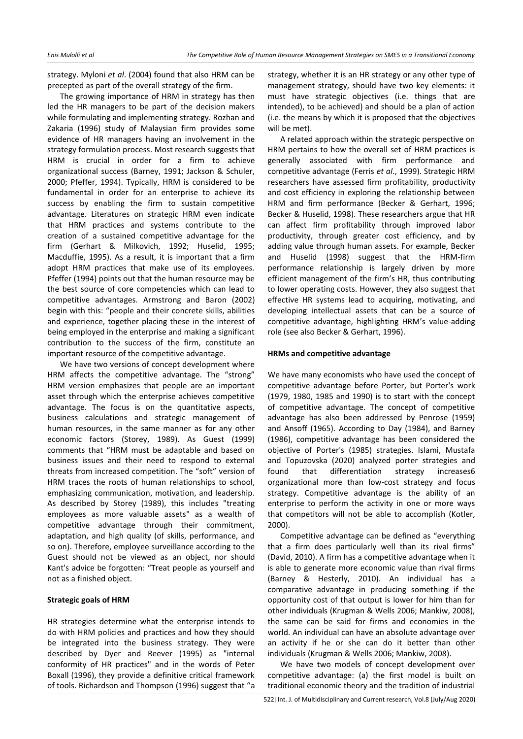strategy. Myloni *et al*. (2004) found that also HRM can be precepted as part of the overall strategy of the firm.

The growing importance of HRM in strategy has then led the HR managers to be part of the decision makers while formulating and implementing strategy. Rozhan and Zakaria (1996) study of Malaysian firm provides some evidence of HR managers having an involvement in the strategy formulation process. Most research suggests that HRM is crucial in order for a firm to achieve organizational success (Barney, 1991; Jackson & Schuler, 2000; Pfeffer, 1994). Typically, HRM is considered to be fundamental in order for an enterprise to achieve its success by enabling the firm to sustain competitive advantage. Literatures on strategic HRM even indicate that HRM practices and systems contribute to the creation of a sustained competitive advantage for the firm (Gerhart & Milkovich, 1992; Huselid, 1995; Macduffie, 1995). As a result, it is important that a firm adopt HRM practices that make use of its employees. Pfeffer (1994) points out that the human resource may be the best source of core competencies which can lead to competitive advantages. Armstrong and Baron (2002) begin with this: "people and their concrete skills, abilities and experience, together placing these in the interest of being employed in the enterprise and making a significant contribution to the success of the firm, constitute an important resource of the competitive advantage.

We have two versions of concept development where HRM affects the competitive advantage. The "strong" HRM version emphasizes that people are an important asset through which the enterprise achieves competitive advantage. The focus is on the quantitative aspects, business calculations and strategic management of human resources, in the same manner as for any other economic factors (Storey, 1989). As Guest (1999) comments that "HRM must be adaptable and based on business issues and their need to respond to external threats from increased competition. The "soft" version of HRM traces the roots of human relationships to school, emphasizing communication, motivation, and leadership. As described by Storey (1989), this includes "treating employees as more valuable assets" as a wealth of competitive advantage through their commitment, adaptation, and high quality (of skills, performance, and so on). Therefore, employee surveillance according to the Guest should not be viewed as an object, nor should Kant's advice be forgotten: "Treat people as yourself and not as a finished object.

**Strategic goals of HRM**

HR strategies determine what the enterprise intends to do with HRM policies and practices and how they should be integrated into the business strategy. They were described by Dyer and Reever (1995) as "internal conformity of HR practices" and in the words of Peter Boxall (1996), they provide a definitive critical framework of tools. Richardson and Thompson (1996) suggest that "a strategy, whether it is an HR strategy or any other type of management strategy, should have two key elements: it must have strategic objectives (i.e. things that are intended), to be achieved) and should be a plan of action (i.e. the means by which it is proposed that the objectives will be met).

A related approach within the strategic perspective on HRM pertains to how the overall set of HRM practices is generally associated with firm performance and competitive advantage (Ferris *et al*., 1999). Strategic HRM researchers have assessed firm profitability, productivity and cost efficiency in exploring the relationship between HRM and firm performance (Becker & Gerhart, 1996; Becker & Huselid, 1998). These researchers argue that HR can affect firm profitability through improved labor productivity, through greater cost efficiency, and by adding value through human assets. For example, Becker and Huselid (1998) suggest that the HRM-firm performance relationship is largely driven by more efficient management of the firm's HR, thus contributing to lower operating costs. However, they also suggest that effective HR systems lead to acquiring, motivating, and developing intellectual assets that can be a source of competitive advantage, highlighting HRM's value-adding role (see also Becker & Gerhart, 1996).

**HRMs and competitive advantage**

We have many economists who have used the concept of competitive advantage before Porter, but Porter's work (1979, 1980, 1985 and 1990) is to start with the concept of competitive advantage. The concept of competitive advantage has also been addressed by Penrose (1959) and Ansoff (1965). According to Day (1984), and Barney (1986), competitive advantage has been considered the objective of Porter's (1985) strategies. Islami, Mustafa and Topuzovska (2020) analyzed porter strategies and found that differentiation strategy increases6 organizational more than low-cost strategy and focus strategy. Competitive advantage is the ability of an enterprise to perform the activity in one or more ways that competitors will not be able to accomplish (Kotler, 2000).

Competitive advantage can be defined as "everything that a firm does particularly well than its rival firms" (David, 2010). A firm has a competitive advantage when it is able to generate more economic value than rival firms (Barney & Hesterly, 2010). An individual has a comparative advantage in producing something if the opportunity cost of that output is lower for him than for other individuals (Krugman & Wells 2006; Mankiw, 2008), the same can be said for firms and economies in the world. An individual can have an absolute advantage over an activity if he or she can do it better than other individuals (Krugman & Wells 2006; Mankiw, 2008).

We have two models of concept development over competitive advantage: (a) the first model is built on traditional economic theory and the tradition of industrial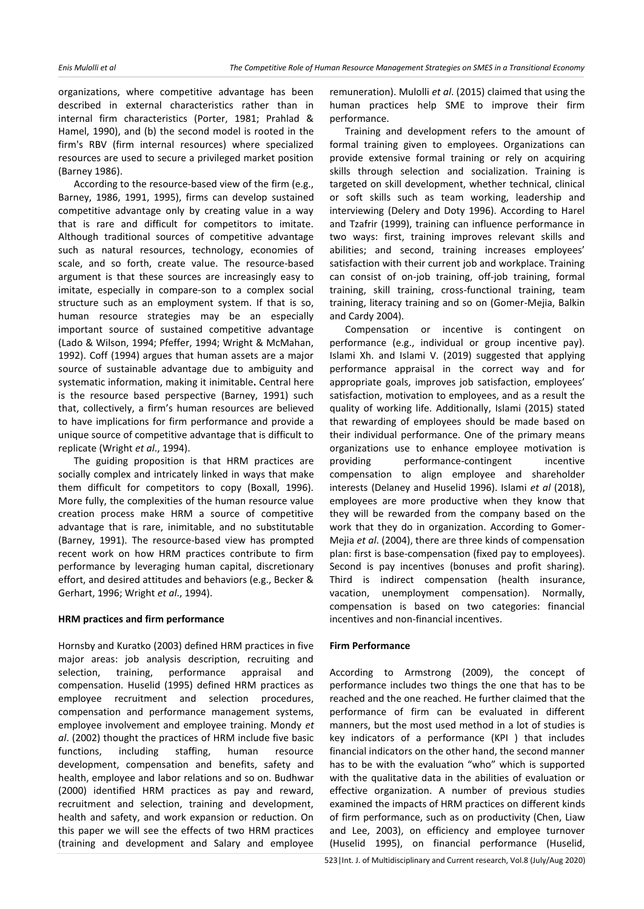organizations, where competitive advantage has been described in external characteristics rather than in internal firm characteristics (Porter, 1981; Prahlad & Hamel, 1990), and (b) the second model is rooted in the firm's RBV (firm internal resources) where specialized resources are used to secure a privileged market position (Barney 1986).

According to the resource-based view of the firm (e.g., Barney, 1986, 1991, 1995), firms can develop sustained competitive advantage only by creating value in a way that is rare and difficult for competitors to imitate. Although traditional sources of competitive advantage such as natural resources, technology, economies of scale, and so forth, create value. The resource-based argument is that these sources are increasingly easy to imitate, especially in compare-son to a complex social structure such as an employment system. If that is so, human resource strategies may be an especially important source of sustained competitive advantage (Lado & Wilson, 1994; Pfeffer, 1994; Wright & McMahan, 1992). Coff (1994) argues that human assets are a major source of sustainable advantage due to ambiguity and systematic information, making it inimitable. Central here is the resource based perspective (Barney, 1991) such that, collectively, a firm's human resources are believed to have implications for firm performance and provide a unique source of competitive advantage that is difficult to replicate (Wright *et al*., 1994).

The guiding proposition is that HRM practices are socially complex and intricately linked in ways that make them difficult for competitors to copy (Boxall, 1996). More fully, the complexities of the human resource value creation process make HRM a source of competitive advantage that is rare, inimitable, and no substitutable (Barney, 1991). The resource-based view has prompted recent work on how HRM practices contribute to firm performance by leveraging human capital, discretionary effort, and desired attitudes and behaviors (e.g., Becker & Gerhart, 1996; Wright *et al*., 1994).

### HRM practices and firm performance

Hornsby and Kuratko (2003) defined HRM practices in five major areas: job analysis description, recruiting and selection, training, performance appraisal and compensation. Huselid (1995) defined HRM practices as employee recruitment and selection procedures, compensation and performance management systems, employee involvement and employee training. Mondy *et al*. (2002) thought the practices of HRM include five basic functions, including staffing, human resource development, compensation and benefits, safety and health, employee and labor relations and so on. Budhwar (2000) identified HRM practices as pay and reward, recruitment and selection, training and development, health and safety, and work expansion or reduction. On this paper we will see the effects of two HRM practices (training and development and Salary and employee remuneration). Mulolli *et al*. (2015) claimed that using the human practices help SME to improve their firm performance.

Training and development refers to the amount of formal training given to employees. Organizations can provide extensive formal training or rely on acquiring skills through selection and socialization. Training is targeted on skill development, whether technical, clinical or soft skills such as team working, leadership and interviewing (Delery and Doty 1996). According to Harel and Tzafrir (1999), training can influence performance in two ways: first, training improves relevant skills and abilities; and second, training increases employees' satisfaction with their current job and workplace. Training can consist of on-job training, off-job training, formal training, skill training, cross-functional training, team training, literacy training and so on (Gomer-Mejia, Balkin and Cardy 2004).

Compensation or incentive is contingent on performance (e.g., individual or group incentive pay). Islami Xh. and Islami V. (2019) suggested that applying performance appraisal in the correct way and for appropriate goals, improves job satisfaction, employees' satisfaction, motivation to employees, and as a result the quality of working life. Additionally, Islami (2015) stated that rewarding of employees should be made based on their individual performance. One of the primary means organizations use to enhance employee motivation is providing performance-contingent incentive compensation to align employee and shareholder interests (Delaney and Huselid 1996). Islami *et al* (2018), employees are more productive when they know that they will be rewarded from the company based on the work that they do in organization. According to Gomer-Mejia *et al*. (2004), there are three kinds of compensation plan: first is base-compensation (fixed pay to employees). Second is pay incentives (bonuses and profit sharing). Third is indirect compensation (health insurance, vacation, unemployment compensation). Normally, compensation is based on two categories: financial incentives and non-financial incentives.

### Firm Performance

According to Armstrong (2009), the concept of performance includes two things the one that has to be reached and the one reached. He further claimed that the performance of firm can be evaluated in different manners, but the most used method in a lot of studies is key indicators of a performance (KPI ) that includes financial indicators on the other hand, the second manner has to be with the evaluation "who" which is supported with the qualitative data in the abilities of evaluation or effective organization. A number of previous studies examined the impacts of HRM practices on different kinds of firm performance, such as on productivity (Chen, Liaw and Lee, 2003), on efficiency and employee turnover (Huselid 1995), on financial performance (Huselid,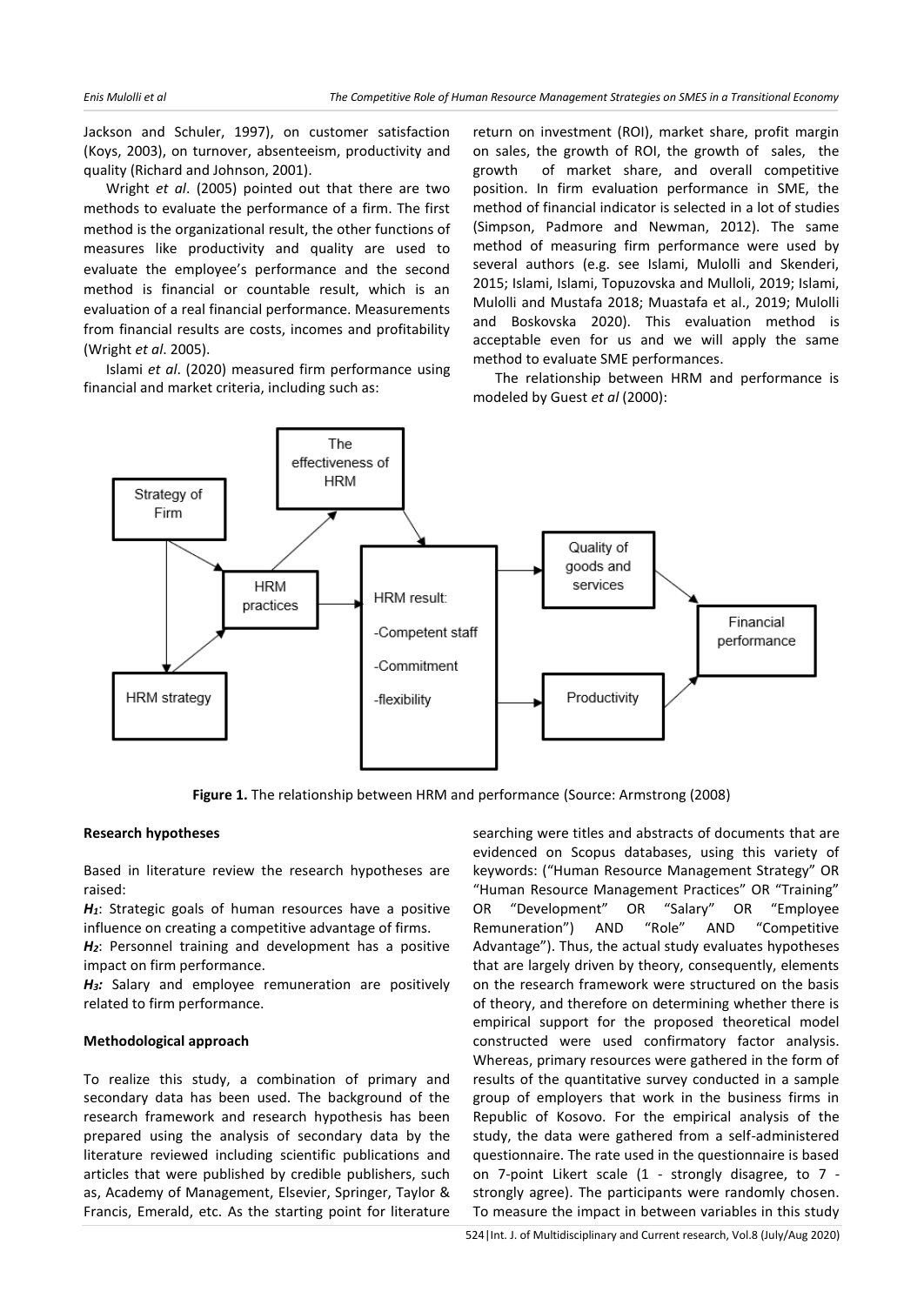Jackson and Schuler, 1997), on customer satisfaction (Koys, 2003), on turnover, absenteeism, productivity and quality (Richard and Johnson, 2001).

Wright *et al*. (2005) pointed out that there are two methods to evaluate the performance of a firm. The first method is the organizational result, the other functions of measures like productivity and quality are used to evaluate the employee's performance and the second method is financial or countable result, which is an evaluation of a real financial performance. Measurements from financial results are costs, incomes and profitability (Wright *et al*. 2005).

Islami *et al*. (2020) measured firm performance using financial and market criteria, including such as: return on investment (ROI), market share, profit margin on sales, the growth of ROI, the growth of sales, the growth of market share, and overall competitive position. In firm evaluation performance in SME, the method of financial indicator is selected in a lot of studies (Simpson, Padmore and Newman, 2012). The same method of measuring firm performance were used by several authors (e.g. see Islami, Mulolli and Skenderi, 2015; Islami, Islami, Topuzovska and Mulloli, 2019; Islami, Mulolli and Mustafa 2018; Muastafa et al., 2019; Mulolli and Boskovska 2020). This evaluation method is acceptable even for us and we will apply the same method to evaluate SME performances.

The relationship between HRM and performance is modeled by Guest *et al* (2000):

**Figure 1.** The relationship between HRM and performance (Source: Armstrong (2008)

**Research hypotheses**

Based in literature review the research hypotheses are raised:

***H*$_1$**: Strategic goals of human resources have a positive influence on creating a competitive advantage of firms.

***H*$_2$**: Personnel training and development has a positive impact on firm performance.

***H*$_3$:** Salary and employee remuneration are positively related to firm performance.

**Methodological approach**

To realize this study, a combination of primary and secondary data has been used. The background of the research framework and research hypothesis has been prepared using the analysis of secondary data by the literature reviewed including scientific publications and articles that were published by credible publishers, such as, Academy of Management, Elsevier, Springer, Taylor & Francis, Emerald, etc. As the starting point for literature searching were titles and abstracts of documents that are evidenced on Scopus databases, using this variety of keywords: ("Human Resource Management Strategy" OR "Human Resource Management Practices" OR "Training" OR "Development" OR "Salary" OR "Employee Remuneration") AND "Role" AND "Competitive Advantage"). Thus, the actual study evaluates hypotheses that are largely driven by theory, consequently, elements on the research framework were structured on the basis of theory, and therefore on determining whether there is empirical support for the proposed theoretical model constructed were used confirmatory factor analysis. Whereas, primary resources were gathered in the form of results of the quantitative survey conducted in a sample group of employers that work in the business firms in Republic of Kosovo. For the empirical analysis of the study, the data were gathered from a self-administered questionnaire. The rate used in the questionnaire is based on 7-point Likert scale (1 - strongly disagree, to 7 - strongly agree). The participants were randomly chosen. To measure the impact in between variables in this study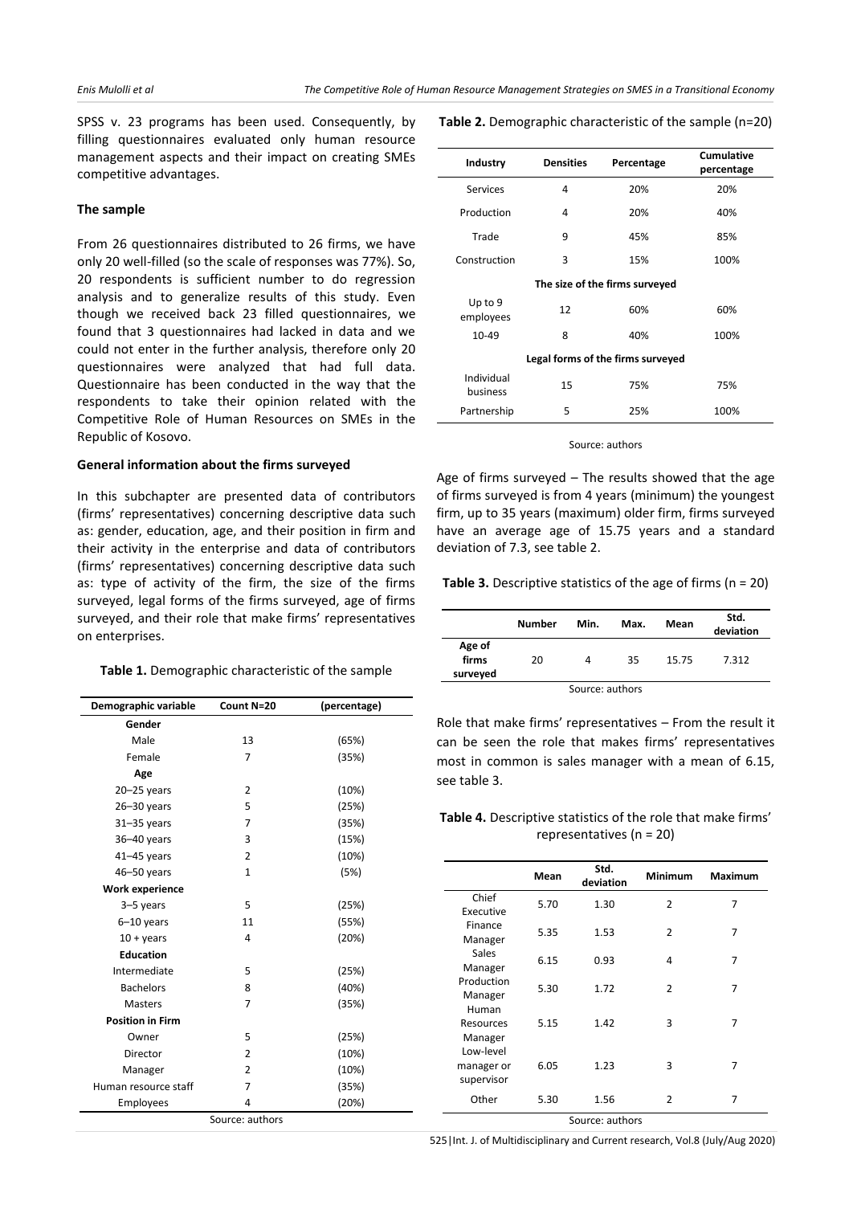SPSS v. 23 programs has been used. Consequently, by filling questionnaires evaluated only human resource management aspects and their impact on creating SMEs competitive advantages.

### The sample

From 26 questionnaires distributed to 26 firms, we have only 20 well-filled (so the scale of responses was 77%). So, 20 respondents is sufficient number to do regression analysis and to generalize results of this study. Even though we received back 23 filled questionnaires, we found that 3 questionnaires had lacked in data and we could not enter in the further analysis, therefore only 20 questionnaires were analyzed that had full data. Questionnaire has been conducted in the way that the respondents to take their opinion related with the Competitive Role of Human Resources on SMEs in the Republic of Kosovo.

### General information about the firms surveyed

In this subchapter are presented data of contributors (firms' representatives) concerning descriptive data such as: gender, education, age, and their position in firm and their activity in the enterprise and data of contributors (firms' representatives) concerning descriptive data such as: type of activity of the firm, the size of the firms surveyed, legal forms of the firms surveyed, age of firms surveyed, and their role that make firms' representatives on enterprises.

**Table 1.** Demographic characteristic of the sample

| Demographic variable | Count N=20 | (percentage) |
|---|---|---|
| **Gender** | | |
| Male | 13 | (65%) |
| Female | 7 | (35%) |
| **Age** | | |
| 20–25 years | 2 | (10%) |
| 26–30 years | 5 | (25%) |
| 31–35 years | 7 | (35%) |
| 36–40 years | 3 | (15%) |
| 41–45 years | 2 | (10%) |
| 46–50 years | 1 | (5%) |
| **Work experience** | | |
| 3–5 years | 5 | (25%) |
| 6–10 years | 11 | (55%) |
| 10 + years | 4 | (20%) |
| **Education** | | |
| Intermediate | 5 | (25%) |
| Bachelors | 8 | (40%) |
| Masters | 7 | (35%) |
| **Position in Firm** | | |
| Owner | 5 | (25%) |
| Director | 2 | (10%) |
| Manager | 2 | (10%) |
| Human resource staff | 7 | (35%) |
| Employees | 4 | (20%) |

Source: authors

**Table 2.** Demographic characteristic of the sample (n=20)

| Industry | Densities | Percentage | Cumulative percentage |
|---|---|---|---|
| Services | 4 | 20% | 20% |
| Production | 4 | 20% | 40% |
| Trade | 9 | 45% | 85% |
| Construction | 3 | 15% | 100% |
| **The size of the firms surveyed** | | | |
| Up to 9 employees | 12 | 60% | 60% |
| 10-49 | 8 | 40% | 100% |
| **Legal forms of the firms surveyed** | | | |
| Individual business | 15 | 75% | 75% |
| Partnership | 5 | 25% | 100% |

Source: authors

Age of firms surveyed – The results showed that the age of firms surveyed is from 4 years (minimum) the youngest firm, up to 35 years (maximum) older firm, firms surveyed have an average age of 15.75 years and a standard deviation of 7.3, see table 2.

**Table 3.** Descriptive statistics of the age of firms (n = 20)

| | Number | Min. | Max. | Mean | Std. deviation |
|---|---|---|---|---|---|
| **Age of firms surveyed** | 20 | 4 | 35 | 15.75 | 7.312 |

Source: authors

Role that make firms' representatives – From the result it can be seen the role that makes firms' representatives most in common is sales manager with a mean of 6.15, see table 3.

**Table 4.** Descriptive statistics of the role that make firms' representatives (n = 20)

| | Mean | Std. deviation | Minimum | Maximum |
|---|---|---|---|---|
| Chief Executive | 5.70 | 1.30 | 2 | 7 |
| Finance Manager | 5.35 | 1.53 | 2 | 7 |
| Sales Manager | 6.15 | 0.93 | 4 | 7 |
| Production Manager | 5.30 | 1.72 | 2 | 7 |
| Human Resources Manager | 5.15 | 1.42 | 3 | 7 |
| Low-level manager or supervisor | 6.05 | 1.23 | 3 | 7 |
| Other | 5.30 | 1.56 | 2 | 7 |

Source: authors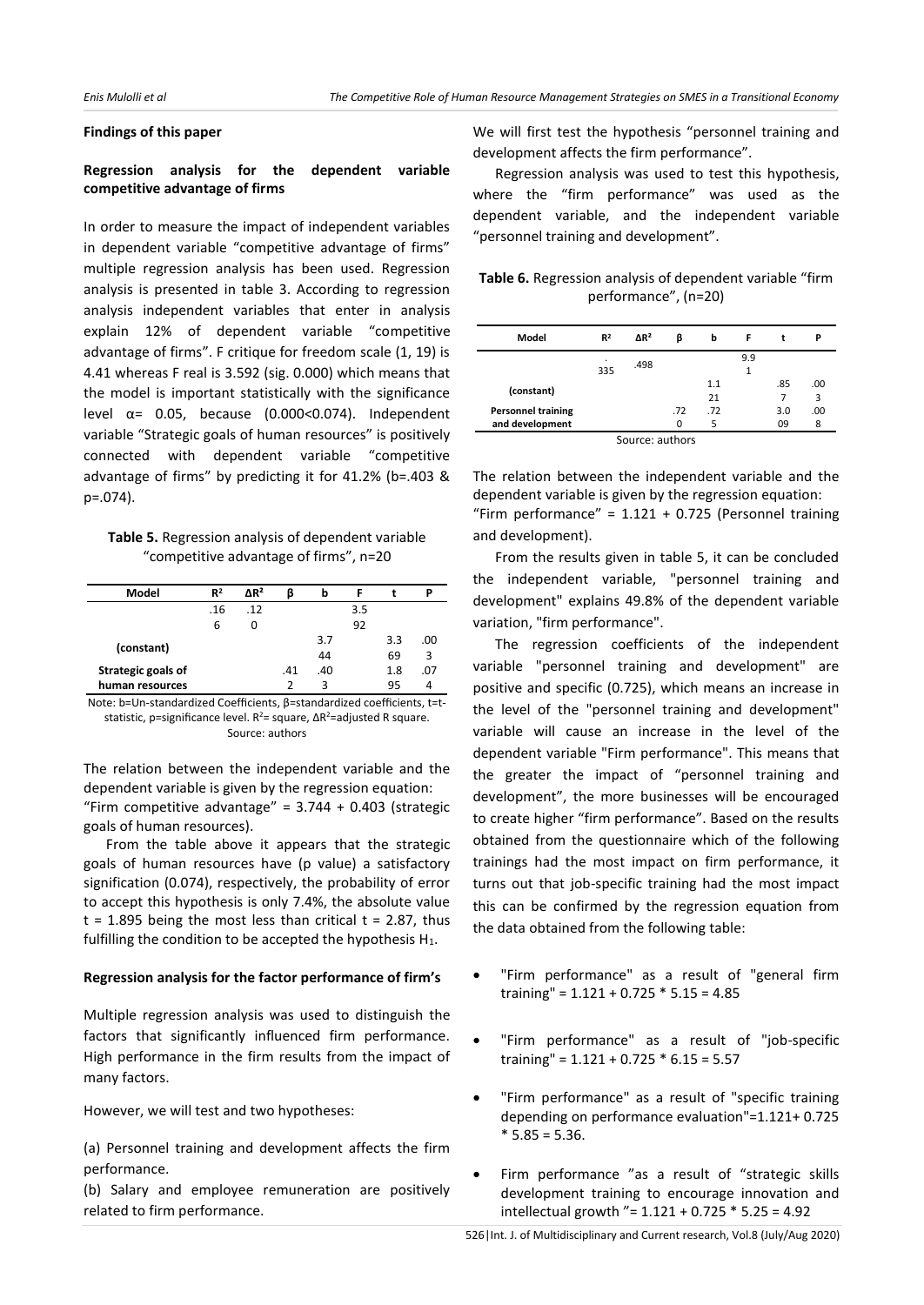#### Findings of this paper

**Regression analysis for the dependent variable competitive advantage of firms**

In order to measure the impact of independent variables in dependent variable "competitive advantage of firms" multiple regression analysis has been used. Regression analysis is presented in table 3. According to regression analysis independent variables that enter in analysis explain 12% of dependent variable "competitive advantage of firms". F critique for freedom scale (1, 19) is 4.41 whereas F real is 3.592 (sig. 0.000) which means that the model is important statistically with the significance level α= 0.05, because (0.000<0.074). Independent variable "Strategic goals of human resources" is positively connected with dependent variable "competitive advantage of firms" by predicting it for 41.2% (b=.403 & p=.074).

**Table 5.** Regression analysis of dependent variable "competitive advantage of firms", n=20

| Model | $R^2$ | $\Delta R^2$ | β | b | F | t | P |
|---|---|---|---|---|---|---|---|
| | .166 | .120 | | | 3.592 | | |
| (constant) | | | | 3.744 | | 3.369 | .003 |
| Strategic goals of human resources | | | .412 | .403 | | 1.895 | .074 |

Note: b=Un-standardized Coefficients, β=standardized coefficients, t=t-statistic, p=significance level. $R^2$= square, $\Delta R^2$=adjusted R square.

Source: authors

The relation between the independent variable and the dependent variable is given by the regression equation: "Firm competitive advantage" = 3.744 + 0.403 (strategic goals of human resources).

From the table above it appears that the strategic goals of human resources have (p value) a satisfactory signification (0.074), respectively, the probability of error to accept this hypothesis is only 7.4%, the absolute value t = 1.895 being the most less than critical t = 2.87, thus fulfilling the condition to be accepted the hypothesis $H_1$.

**Regression analysis for the factor performance of firm's**

Multiple regression analysis was used to distinguish the factors that significantly influenced firm performance. High performance in the firm results from the impact of many factors.

However, we will test and two hypotheses:

(a) Personnel training and development affects the firm performance.

(b) Salary and employee remuneration are positively related to firm performance.

We will first test the hypothesis "personnel training and development affects the firm performance".

Regression analysis was used to test this hypothesis, where the "firm performance" was used as the dependent variable, and the independent variable "personnel training and development".

**Table 6.** Regression analysis of dependent variable "firm performance", (n=20)

| Model | $R^2$ | $\Delta R^2$ | β | b | F | t | P |
|---|---|---|---|---|---|---|---|
| | .335 | .498 | | | 9.91 | | |
| (constant) | | | | 1.121 | | .857 | .003 |
| Personnel training and development | | | .720 | .725 | | 3.009 | .008 |

Source: authors

The relation between the independent variable and the dependent variable is given by the regression equation: "Firm performance" = 1.121 + 0.725 (Personnel training and development).

From the results given in table 5, it can be concluded the independent variable, "personnel training and development" explains 49.8% of the dependent variable variation, "firm performance".

The regression coefficients of the independent variable "personnel training and development" are positive and specific (0.725), which means an increase in the level of the "personnel training and development" variable will cause an increase in the level of the dependent variable "Firm performance". This means that the greater the impact of "personnel training and development", the more businesses will be encouraged to create higher "firm performance". Based on the results obtained from the questionnaire which of the following trainings had the most impact on firm performance, it turns out that job-specific training had the most impact this can be confirmed by the regression equation from the data obtained from the following table:

- "Firm performance" as a result of "general firm training" = 1.121 + 0.725 * 5.15 = 4.85
- "Firm performance" as a result of "job-specific training" = 1.121 + 0.725 * 6.15 = 5.57
- "Firm performance" as a result of "specific training depending on performance evaluation"=1.121+ 0.725 * 5.85 = 5.36.
- Firm performance "as a result of "strategic skills development training to encourage innovation and intellectual growth "= 1.121 + 0.725 * 5.25 = 4.92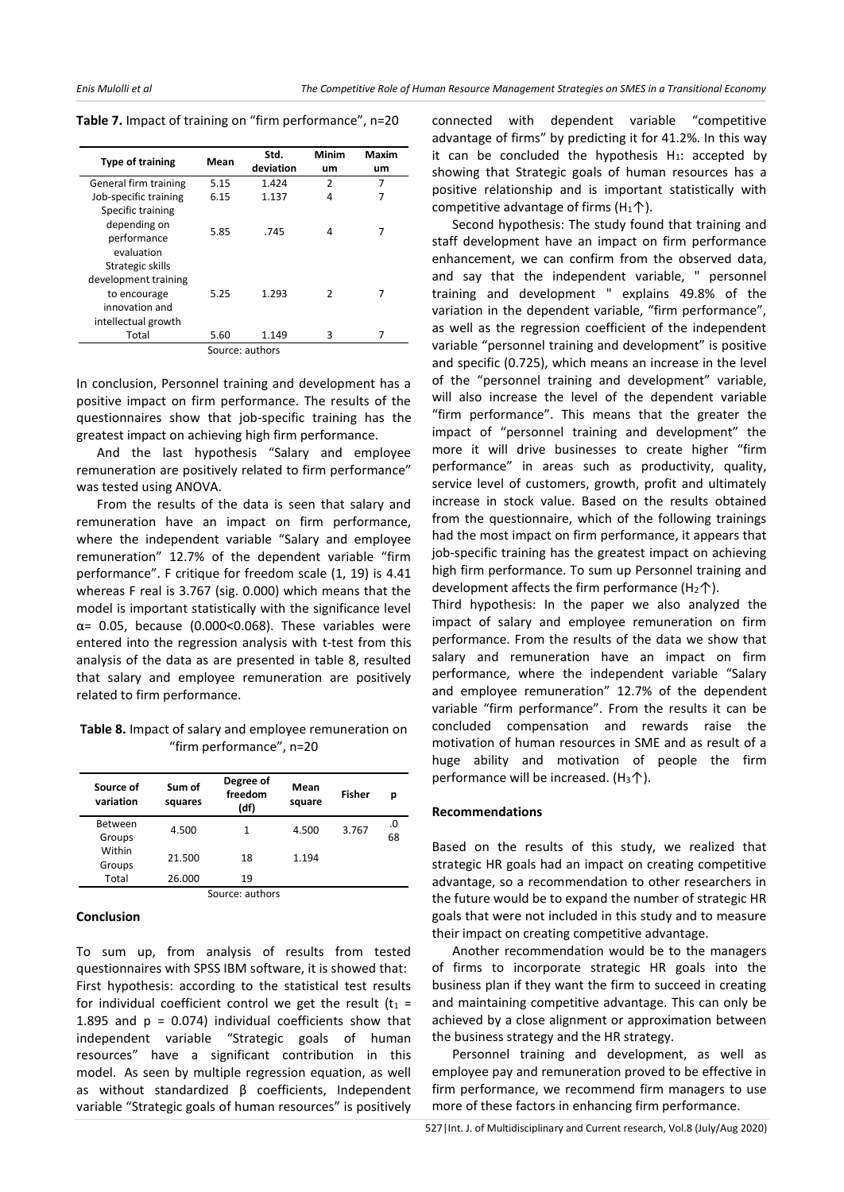**Table 7.** Impact of training on "firm performance", n=20

| Type of training | Mean | Std. deviation | Minimum | Maximum |
|---|---|---|---|---|
| General firm training | 5.15 | 1.424 | 2 | 7 |
| Job-specific training | 6.15 | 1.137 | 4 | 7 |
| Specific training depending on performance evaluation | 5.85 | .745 | 4 | 7 |
| Strategic skills development training to encourage innovation and intellectual growth | 5.25 | 1.293 | 2 | 7 |
| Total | 5.60 | 1.149 | 3 | 7 |

Source: authors

In conclusion, Personnel training and development has a positive impact on firm performance. The results of the questionnaires show that job-specific training has the greatest impact on achieving high firm performance.

And the last hypothesis "Salary and employee remuneration are positively related to firm performance" was tested using ANOVA.

From the results of the data is seen that salary and remuneration have an impact on firm performance, where the independent variable "Salary and employee remuneration" 12.7% of the dependent variable "firm performance". F critique for freedom scale (1, 19) is 4.41 whereas F real is 3.767 (sig. 0.000) which means that the model is important statistically with the significance level $\alpha = 0.05$, because ($0.000<0.068$). These variables were entered into the regression analysis with t-test from this analysis of the data as are presented in table 8, resulted that salary and employee remuneration are positively related to firm performance.

**Table 8.** Impact of salary and employee remuneration on "firm performance", n=20

| Source of variation | Sum of squares | Degree of freedom (df) | Mean square | Fisher | p |
|---|---|---|---|---|---|
| Between Groups | 4.500 | 1 | 4.500 | 3.767 | .068 |
| Within Groups | 21.500 | 18 | 1.194 | | |
| Total | 26.000 | 19 | | | |

Source: authors

## Conclusion

To sum up, from analysis of results from tested questionnaires with SPSS IBM software, it is showed that:
First hypothesis: according to the statistical test results for individual coefficient control we get the result ($t_1 = 1.895$ and $p = 0.074$) individual coefficients show that independent variable "Strategic goals of human resources" have a significant contribution in this model. As seen by multiple regression equation, as well as without standardized β coefficients, Independent variable "Strategic goals of human resources" is positively connected with dependent variable "competitive advantage of firms" by predicting it for 41.2%. In this way it can be concluded the hypothesis $H_1$: accepted by showing that Strategic goals of human resources has a positive relationship and is important statistically with competitive advantage of firms ($H_1 \uparrow$).

Second hypothesis: The study found that training and staff development have an impact on firm performance enhancement, we can confirm from the observed data, and say that the independent variable, " personnel training and development " explains 49.8% of the variation in the dependent variable, "firm performance", as well as the regression coefficient of the independent variable "personnel training and development" is positive and specific (0.725), which means an increase in the level of the "personnel training and development" variable, will also increase the level of the dependent variable "firm performance". This means that the greater the impact of "personnel training and development" the more it will drive businesses to create higher "firm performance" in areas such as productivity, quality, service level of customers, growth, profit and ultimately increase in stock value. Based on the results obtained from the questionnaire, which of the following trainings had the most impact on firm performance, it appears that job-specific training has the greatest impact on achieving high firm performance. To sum up Personnel training and development affects the firm performance ($H_2 \uparrow$).

Third hypothesis: In the paper we also analyzed the impact of salary and employee remuneration on firm performance. From the results of the data we show that salary and remuneration have an impact on firm performance, where the independent variable "Salary and employee remuneration" 12.7% of the dependent variable "firm performance". From the results it can be concluded compensation and rewards raise the motivation of human resources in SME and as result of a huge ability and motivation of people the firm performance will be increased. ($H_3 \uparrow$).

## Recommendations

Based on the results of this study, we realized that strategic HR goals had an impact on creating competitive advantage, so a recommendation to other researchers in the future would be to expand the number of strategic HR goals that were not included in this study and to measure their impact on creating competitive advantage.

Another recommendation would be to the managers of firms to incorporate strategic HR goals into the business plan if they want the firm to succeed in creating and maintaining competitive advantage. This can only be achieved by a close alignment or approximation between the business strategy and the HR strategy.

Personnel training and development, as well as employee pay and remuneration proved to be effective in firm performance, we recommend firm managers to use more of these factors in enhancing firm performance.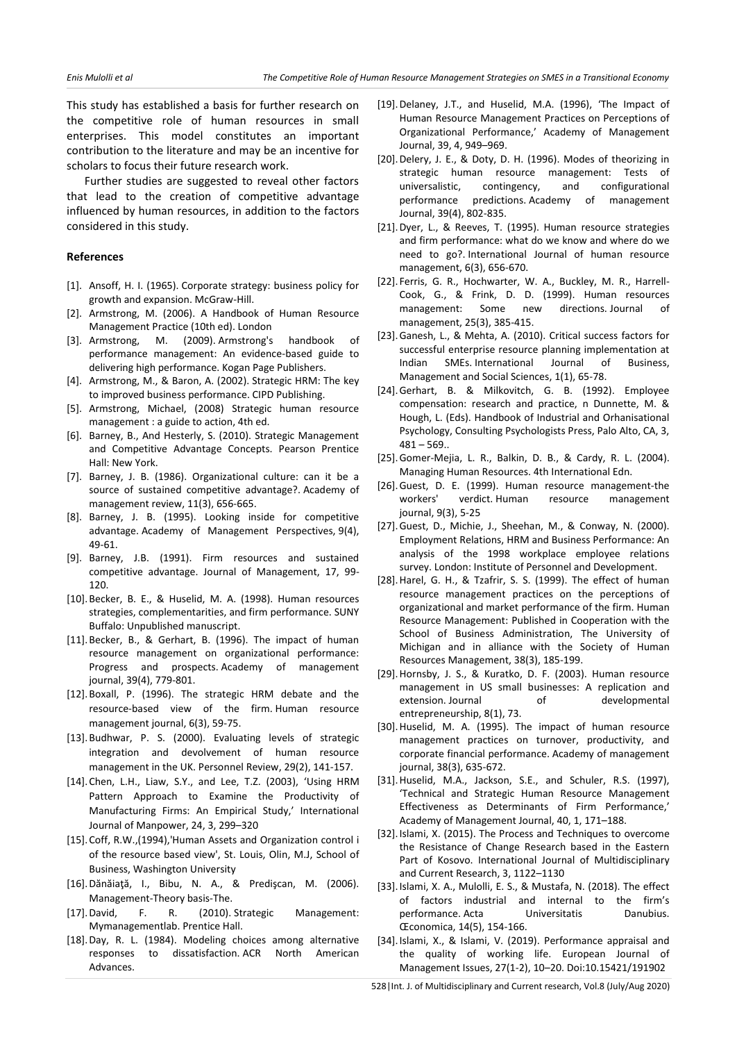This study has established a basis for further research on the competitive role of human resources in small enterprises. This model constitutes an important contribution to the literature and may be an incentive for scholars to focus their future research work.

Further studies are suggested to reveal other factors that lead to the creation of competitive advantage influenced by human resources, in addition to the factors considered in this study.

**References**

[1]. Ansoff, H. I. (1965). Corporate strategy: business policy for growth and expansion. McGraw-Hill.

[2]. Armstrong, M. (2006). A Handbook of Human Resource Management Practice (10th ed). London

[3]. Armstrong, M. (2009). Armstrong's handbook of performance management: An evidence-based guide to delivering high performance. Kogan Page Publishers.

[4]. Armstrong, M., & Baron, A. (2002). Strategic HRM: The key to improved business performance. CIPD Publishing.

[5]. Armstrong, Michael, (2008) Strategic human resource management : a guide to action, 4th ed.

[6]. Barney, B., And Hesterly, S. (2010). Strategic Management and Competitive Advantage Concepts. Pearson Prentice Hall: New York.

[7]. Barney, J. B. (1986). Organizational culture: can it be a source of sustained competitive advantage?. Academy of management review, 11(3), 656-665.

[8]. Barney, J. B. (1995). Looking inside for competitive advantage. Academy of Management Perspectives, 9(4), 49-61.

[9]. Barney, J.B. (1991). Firm resources and sustained competitive advantage. Journal of Management, 17, 99-120.

[10]. Becker, B. E., & Huselid, M. A. (1998). Human resources strategies, complementarities, and firm performance. SUNY Buffalo: Unpublished manuscript.

[11]. Becker, B., & Gerhart, B. (1996). The impact of human resource management on organizational performance: Progress and prospects. Academy of management journal, 39(4), 779-801.

[12]. Boxall, P. (1996). The strategic HRM debate and the resource-based view of the firm. Human resource management journal, 6(3), 59-75.

[13]. Budhwar, P. S. (2000). Evaluating levels of strategic integration and devolvement of human resource management in the UK. Personnel Review, 29(2), 141-157.

[14]. Chen, L.H., Liaw, S.Y., and Lee, T.Z. (2003), 'Using HRM Pattern Approach to Examine the Productivity of Manufacturing Firms: An Empirical Study,' International Journal of Manpower, 24, 3, 299–320

[15]. Coff, R.W.,(1994),'Human Assets and Organization control i of the resource based view', St. Louis, Olin, M.J, School of Business, Washington University

[16]. Dănăiaţă, I., Bibu, N. A., & Predişcan, M. (2006). Management-Theory basis-The.

[17]. David, F. R. (2010). Strategic Management: Mymanagementlab. Prentice Hall.

[18]. Day, R. L. (1984). Modeling choices among alternative responses to dissatisfaction. ACR North American Advances.

[19]. Delaney, J.T., and Huselid, M.A. (1996), 'The Impact of Human Resource Management Practices on Perceptions of Organizational Performance,' Academy of Management Journal, 39, 4, 949–969.

[20]. Delery, J. E., & Doty, D. H. (1996). Modes of theorizing in strategic human resource management: Tests of universalistic, contingency, and configurational performance predictions. Academy of management Journal, 39(4), 802-835.

[21]. Dyer, L., & Reeves, T. (1995). Human resource strategies and firm performance: what do we know and where do we need to go?. International Journal of human resource management, 6(3), 656-670.

[22]. Ferris, G. R., Hochwarter, W. A., Buckley, M. R., Harrell-Cook, G., & Frink, D. D. (1999). Human resources management: Some new directions. Journal of management, 25(3), 385-415.

[23]. Ganesh, L., & Mehta, A. (2010). Critical success factors for successful enterprise resource planning implementation at Indian SMEs. International Journal of Business, Management and Social Sciences, 1(1), 65-78.

[24]. Gerhart, B. & Milkovitch, G. B. (1992). Employee compensation: research and practice, n Dunnette, M. & Hough, L. (Eds). Handbook of Industrial and Orhanisational Psychology, Consulting Psychologists Press, Palo Alto, CA, 3, 481 – 569..

[25]. Gomer-Mejia, L. R., Balkin, D. B., & Cardy, R. L. (2004). Managing Human Resources. 4th International Edn.

[26]. Guest, D. E. (1999). Human resource management-the workers' verdict. Human resource management journal, 9(3), 5-25

[27]. Guest, D., Michie, J., Sheehan, M., & Conway, N. (2000). Employment Relations, HRM and Business Performance: An analysis of the 1998 workplace employee relations survey. London: Institute of Personnel and Development.

[28]. Harel, G. H., & Tzafrir, S. S. (1999). The effect of human resource management practices on the perceptions of organizational and market performance of the firm. Human Resource Management: Published in Cooperation with the School of Business Administration, The University of Michigan and in alliance with the Society of Human Resources Management, 38(3), 185-199.

[29]. Hornsby, J. S., & Kuratko, D. F. (2003). Human resource management in US small businesses: A replication and extension. Journal of developmental entrepreneurship, 8(1), 73.

[30]. Huselid, M. A. (1995). The impact of human resource management practices on turnover, productivity, and corporate financial performance. Academy of management journal, 38(3), 635-672.

[31]. Huselid, M.A., Jackson, S.E., and Schuler, R.S. (1997), 'Technical and Strategic Human Resource Management Effectiveness as Determinants of Firm Performance,' Academy of Management Journal, 40, 1, 171–188.

[32]. Islami, X. (2015). The Process and Techniques to overcome the Resistance of Change Research based in the Eastern Part of Kosovo. International Journal of Multidisciplinary and Current Research, 3, 1122–1130

[33]. Islami, X. A., Mulolli, E. S., & Mustafa, N. (2018). The effect of factors industrial and internal to the firm's performance. Acta Universitatis Danubius. Œconomica, 14(5), 154-166.

[34]. Islami, X., & Islami, V. (2019). Performance appraisal and the quality of working life. European Journal of Management Issues, 27(1-2), 10–20. Doi:10.15421/191902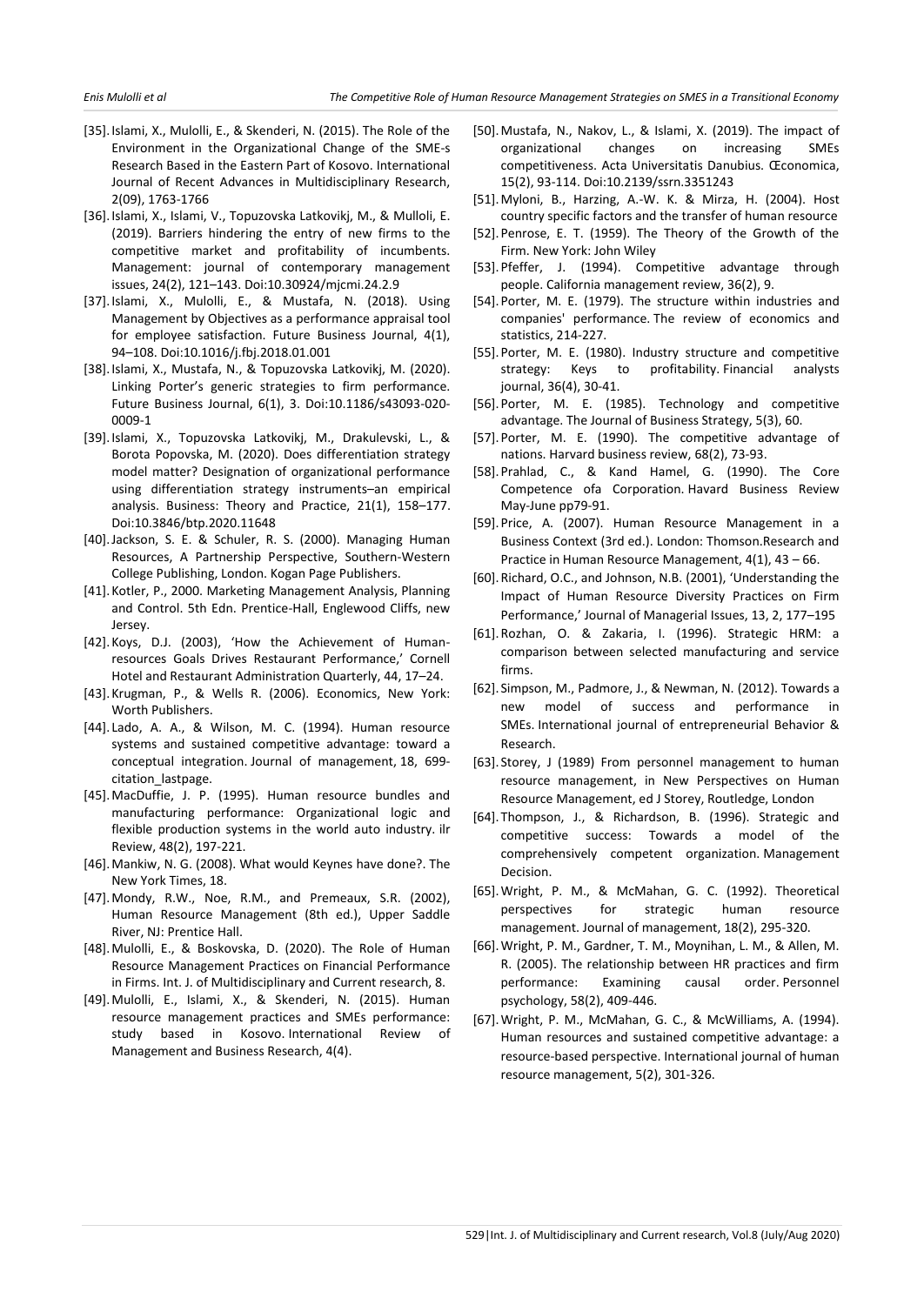[35]. Islami, X., Mulolli, E., & Skenderi, N. (2015). The Role of the Environment in the Organizational Change of the SME-s Research Based in the Eastern Part of Kosovo. International Journal of Recent Advances in Multidisciplinary Research, 2(09), 1763-1766

[36]. Islami, X., Islami, V., Topuzovska Latkovikj, M., & Mulloli, E. (2019). Barriers hindering the entry of new firms to the competitive market and profitability of incumbents. Management: journal of contemporary management issues, 24(2), 121–143. Doi:10.30924/mjcmi.24.2.9

[37]. Islami, X., Mulolli, E., & Mustafa, N. (2018). Using Management by Objectives as a performance appraisal tool for employee satisfaction. Future Business Journal, 4(1), 94–108. Doi:10.1016/j.fbj.2018.01.001

[38]. Islami, X., Mustafa, N., & Topuzovska Latkovikj, M. (2020). Linking Porter's generic strategies to firm performance. Future Business Journal, 6(1), 3. Doi:10.1186/s43093-020-0009-1

[39]. Islami, X., Topuzovska Latkovikj, M., Drakulevski, L., & Borota Popovska, M. (2020). Does differentiation strategy model matter? Designation of organizational performance using differentiation strategy instruments–an empirical analysis. Business: Theory and Practice, 21(1), 158–177. Doi:10.3846/btp.2020.11648

[40]. Jackson, S. E. & Schuler, R. S. (2000). Managing Human Resources, A Partnership Perspective, Southern-Western College Publishing, London. Kogan Page Publishers.

[41]. Kotler, P., 2000. Marketing Management Analysis, Planning and Control. 5th Edn. Prentice-Hall, Englewood Cliffs, new Jersey.

[42]. Koys, D.J. (2003), 'How the Achievement of Human-resources Goals Drives Restaurant Performance,' Cornell Hotel and Restaurant Administration Quarterly, 44, 17–24.

[43]. Krugman, P., & Wells R. (2006). Economics, New York: Worth Publishers.

[44]. Lado, A. A., & Wilson, M. C. (1994). Human resource systems and sustained competitive advantage: toward a conceptual integration. Journal of management, 18, 699-citation_lastpage.

[45]. MacDuffie, J. P. (1995). Human resource bundles and manufacturing performance: Organizational logic and flexible production systems in the world auto industry. ilr Review, 48(2), 197-221.

[46]. Mankiw, N. G. (2008). What would Keynes have done?. The New York Times, 18.

[47]. Mondy, R.W., Noe, R.M., and Premeaux, S.R. (2002), Human Resource Management (8th ed.), Upper Saddle River, NJ: Prentice Hall.

[48]. Mulolli, E., & Boskovska, D. (2020). The Role of Human Resource Management Practices on Financial Performance in Firms. Int. J. of Multidisciplinary and Current research, 8.

[49]. Mulolli, E., Islami, X., & Skenderi, N. (2015). Human resource management practices and SMEs performance: study based in Kosovo. International Review of Management and Business Research, 4(4).

[50]. Mustafa, N., Nakov, L., & Islami, X. (2019). The impact of organizational changes on increasing SMEs competitiveness. Acta Universitatis Danubius. Œconomica, 15(2), 93-114. Doi:10.2139/ssrn.3351243

[51]. Myloni, B., Harzing, A.-W. K. & Mirza, H. (2004). Host country specific factors and the transfer of human resource

[52]. Penrose, E. T. (1959). The Theory of the Growth of the Firm. New York: John Wiley

[53]. Pfeffer, J. (1994). Competitive advantage through people. California management review, 36(2), 9.

[54]. Porter, M. E. (1979). The structure within industries and companies' performance. The review of economics and statistics, 214-227.

[55]. Porter, M. E. (1980). Industry structure and competitive strategy: Keys to profitability. Financial analysts journal, 36(4), 30-41.

[56]. Porter, M. E. (1985). Technology and competitive advantage. The Journal of Business Strategy, 5(3), 60.

[57]. Porter, M. E. (1990). The competitive advantage of nations. Harvard business review, 68(2), 73-93.

[58]. Prahlad, C., & Kand Hamel, G. (1990). The Core Competence ofa Corporation. Havard Business Review May-June pp79-91.

[59]. Price, A. (2007). Human Resource Management in a Business Context (3rd ed.). London: Thomson.Research and Practice in Human Resource Management, 4(1), 43 – 66.

[60]. Richard, O.C., and Johnson, N.B. (2001), 'Understanding the Impact of Human Resource Diversity Practices on Firm Performance,' Journal of Managerial Issues, 13, 2, 177–195

[61]. Rozhan, O. & Zakaria, I. (1996). Strategic HRM: a comparison between selected manufacturing and service firms.

[62]. Simpson, M., Padmore, J., & Newman, N. (2012). Towards a new model of success and performance in SMEs. International journal of entrepreneurial Behavior & Research.

[63]. Storey, J (1989) From personnel management to human resource management, in New Perspectives on Human Resource Management, ed J Storey, Routledge, London

[64]. Thompson, J., & Richardson, B. (1996). Strategic and competitive success: Towards a model of the comprehensively competent organization. Management Decision.

[65]. Wright, P. M., & McMahan, G. C. (1992). Theoretical perspectives for strategic human resource management. Journal of management, 18(2), 295-320.

[66]. Wright, P. M., Gardner, T. M., Moynihan, L. M., & Allen, M. R. (2005). The relationship between HR practices and firm performance: Examining causal order. Personnel psychology, 58(2), 409-446.

[67]. Wright, P. M., McMahan, G. C., & McWilliams, A. (1994). Human resources and sustained competitive advantage: a resource-based perspective. International journal of human resource management, 5(2), 301-326.